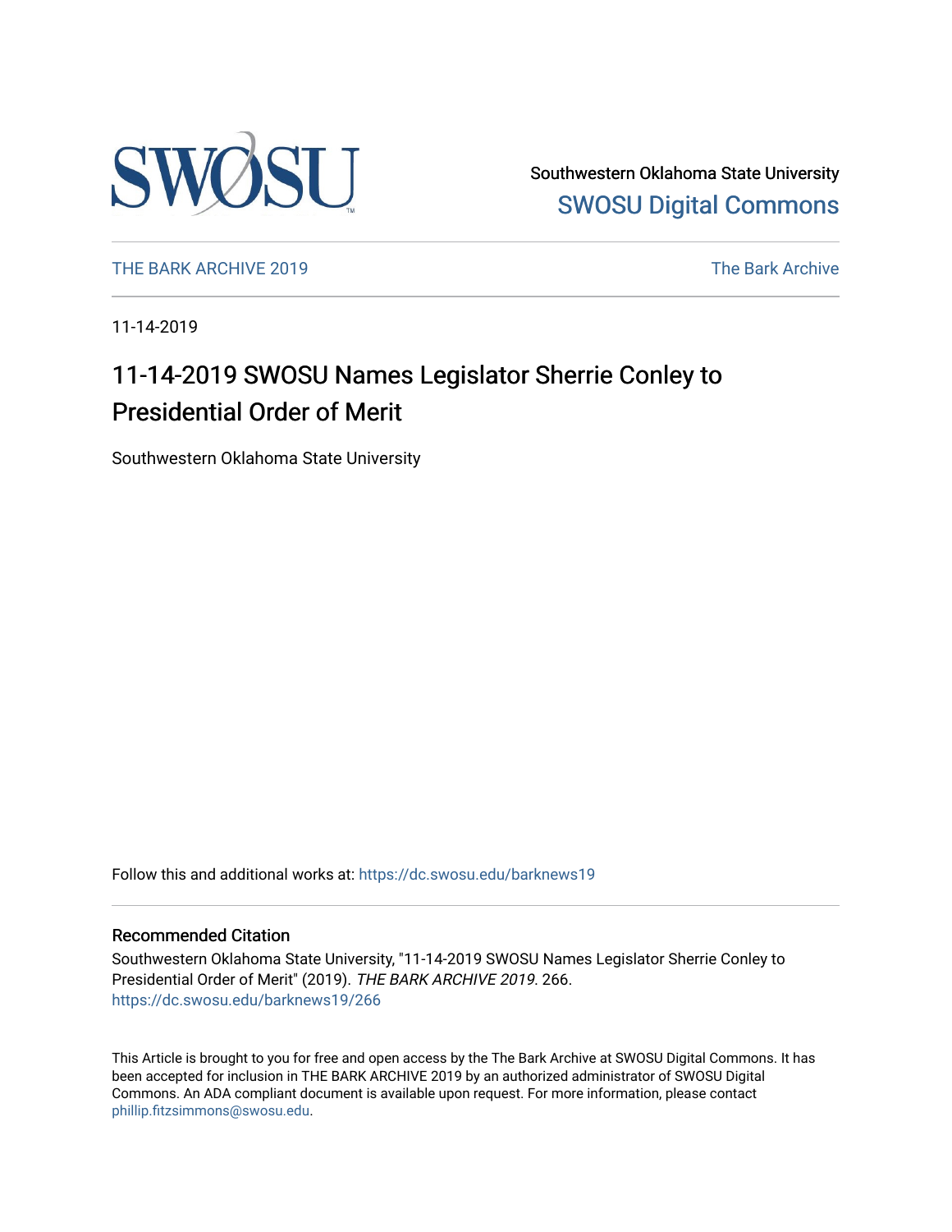Southwestern Oklahoma State University

SWOSU Digital Commons

THE BARK ARCHIVE 2019

The Bark Archive

11-14-2019

# 11-14-2019 SWOSU Names Legislator Sherrie Conley to Presidential Order of Merit

Southwestern Oklahoma State University

Follow this and additional works at: https://dc.swosu.edu/barknews19

## Recommended Citation

Southwestern Oklahoma State University, "11-14-2019 SWOSU Names Legislator Sherrie Conley to Presidential Order of Merit" (2019). *THE BARK ARCHIVE 2019*. 266.
https://dc.swosu.edu/barknews19/266

This Article is brought to you for free and open access by the The Bark Archive at SWOSU Digital Commons. It has been accepted for inclusion in THE BARK ARCHIVE 2019 by an authorized administrator of SWOSU Digital Commons. An ADA compliant document is available upon request. For more information, please contact phillip.fitzsimmons@swosu.edu.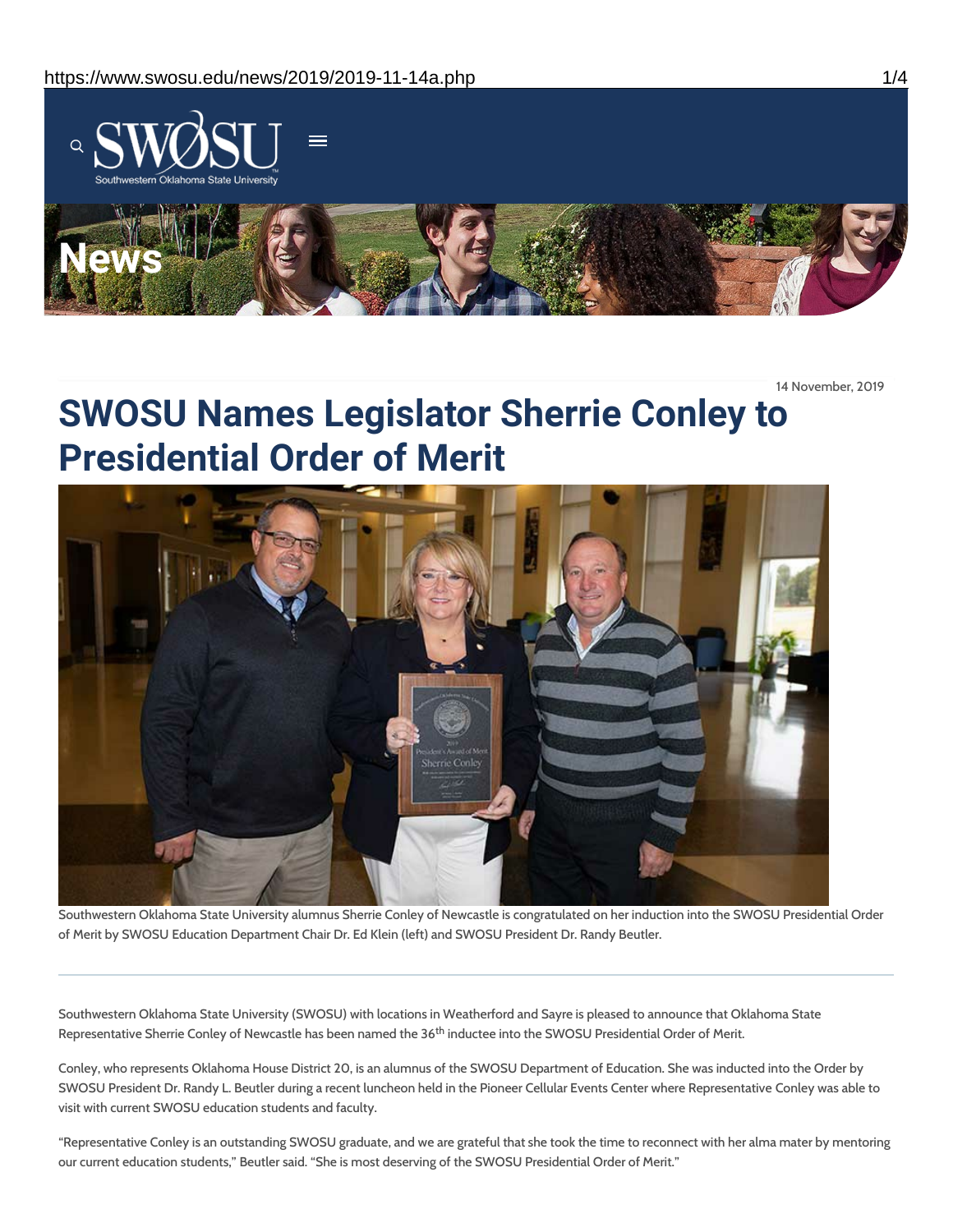14 November, 2019

# SWOSU Names Legislator Sherrie Conley to Presidential Order of Merit

Southwestern Oklahoma State University alumnus Sherrie Conley of Newcastle is congratulated on her induction into the SWOSU Presidential Order of Merit by SWOSU Education Department Chair Dr. Ed Klein (left) and SWOSU President Dr. Randy Beutler.

---

Southwestern Oklahoma State University (SWOSU) with locations in Weatherford and Sayre is pleased to announce that Oklahoma State Representative Sherrie Conley of Newcastle has been named the 36th inductee into the SWOSU Presidential Order of Merit.

Conley, who represents Oklahoma House District 20, is an alumnus of the SWOSU Department of Education. She was inducted into the Order by SWOSU President Dr. Randy L. Beutler during a recent luncheon held in the Pioneer Cellular Events Center where Representative Conley was able to visit with current SWOSU education students and faculty.

"Representative Conley is an outstanding SWOSU graduate, and we are grateful that she took the time to reconnect with her alma mater by mentoring our current education students," Beutler said. "She is most deserving of the SWOSU Presidential Order of Merit."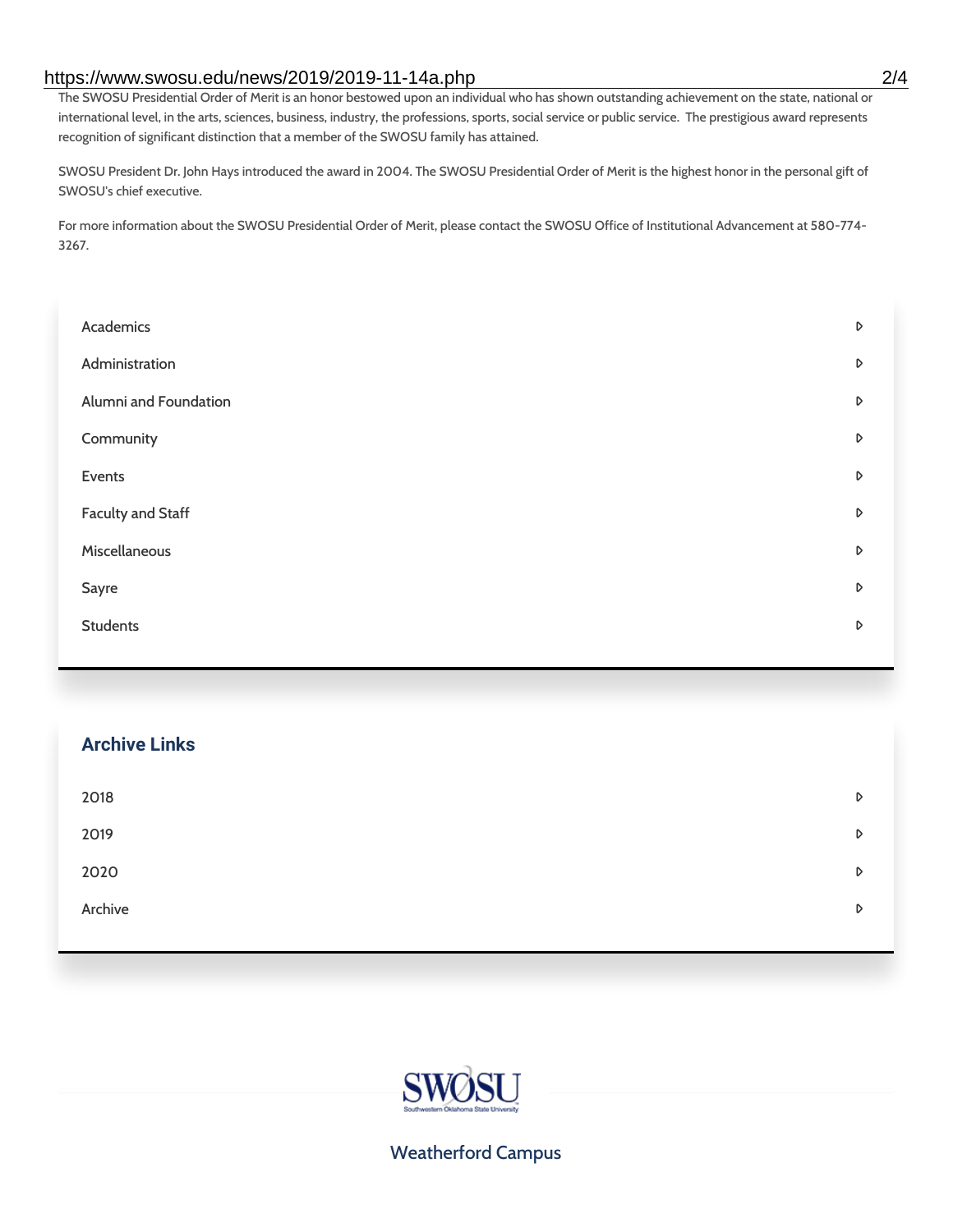The SWOSU Presidential Order of Merit is an honor bestowed upon an individual who has shown outstanding achievement on the state, national or international level, in the arts, sciences, business, industry, the professions, sports, social service or public service. The prestigious award represents recognition of significant distinction that a member of the SWOSU family has attained.

SWOSU President Dr. John Hays introduced the award in 2004. The SWOSU Presidential Order of Merit is the highest honor in the personal gift of SWOSU's chief executive.

For more information about the SWOSU Presidential Order of Merit, please contact the SWOSU Office of Institutional Advancement at 580-774-3267.

- Academics
- Administration
- Alumni and Foundation
- Community
- Events
- Faculty and Staff
- Miscellaneous
- Sayre
- Students

## Archive Links

- 2018
- 2019
- 2020
- Archive

SWOSU

Southwestern Oklahoma State University

Weatherford Campus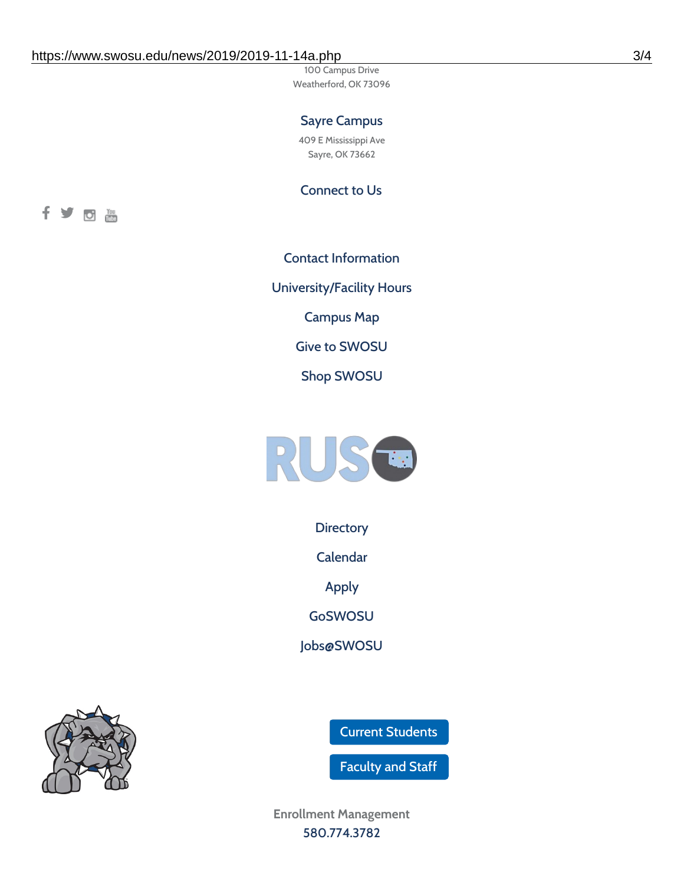100 Campus Drive
Weatherford, OK 73096

## Sayre Campus

409 E Mississippi Ave
Sayre, OK 73662

## Connect to Us

Contact Information

University/Facility Hours

Campus Map

Give to SWOSU

Shop SWOSU

Directory

Calendar

Apply

GoSWOSU

Jobs@SWOSU

Current Students

Faculty and Staff

Enrollment Management
580.774.3782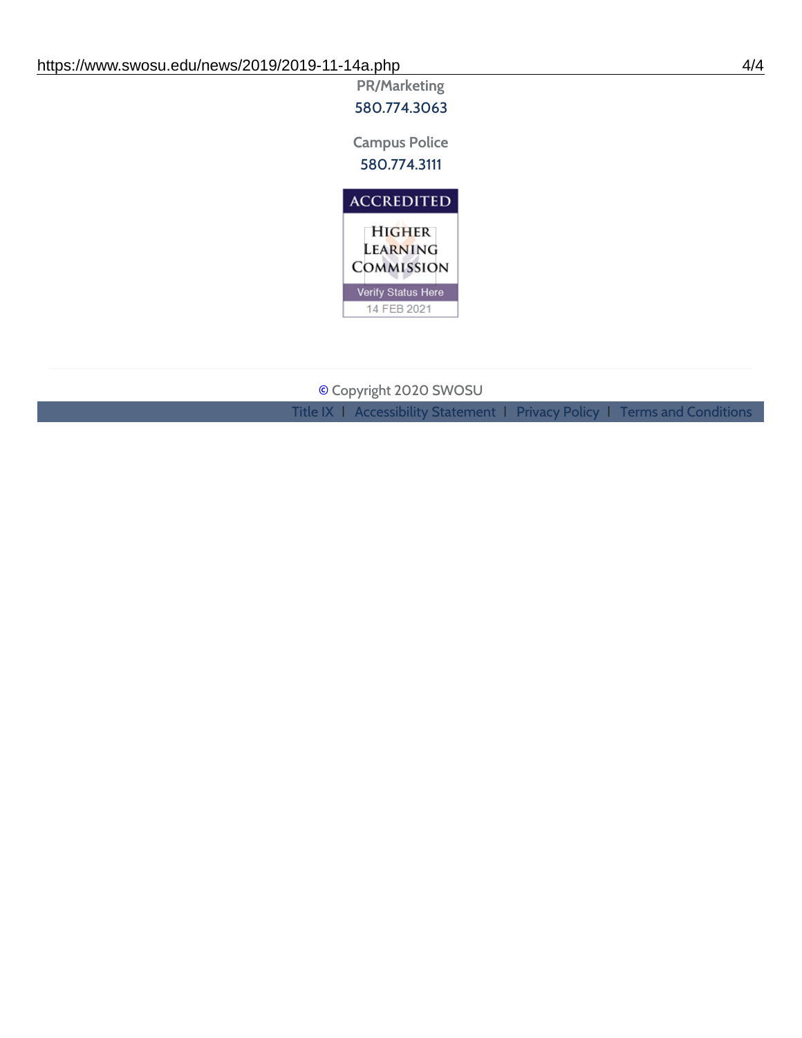PR/Marketing

580.774.3063

Campus Police

580.774.3111

ACCREDITED

HIGHER LEARNING COMMISSION

Verify Status Here

14 FEB 2021

© Copyright 2020 SWOSU

Title IX | Accessibility Statement | Privacy Policy | Terms and Conditions